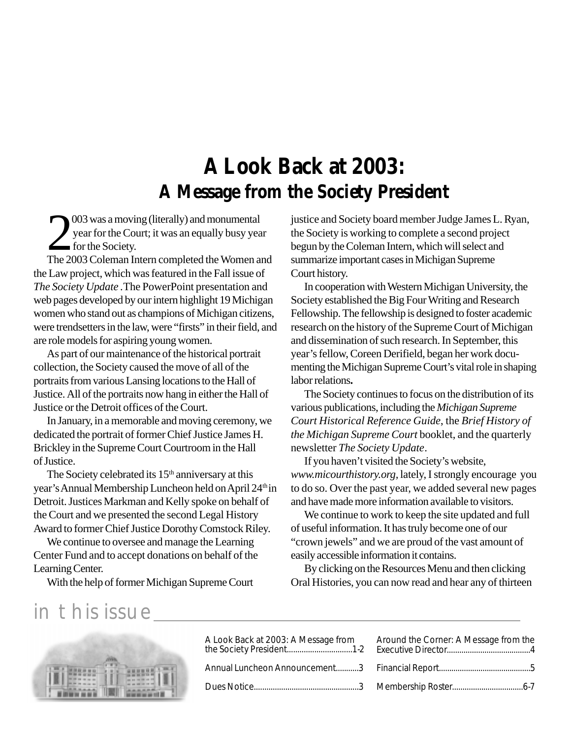# A Look Back at 2003:
## A Message from the Society President

2003 was a moving (literally) and monumental year for the Court; it was an equally busy year for the Society.

The 2003 Coleman Intern completed the Women and the Law project, which was featured in the Fall issue of *The Society Update* . The PowerPoint presentation and web pages developed by our intern highlight 19 Michigan women who stand out as champions of Michigan citizens, were trendsetters in the law, were "firsts" in their field, and are role models for aspiring young women.

As part of our maintenance of the historical portrait collection, the Society caused the move of all of the portraits from various Lansing locations to the Hall of Justice. All of the portraits now hang in either the Hall of Justice or the Detroit offices of the Court.

In January, in a memorable and moving ceremony, we dedicated the portrait of former Chief Justice James H. Brickley in the Supreme Court Courtroom in the Hall of Justice.

The Society celebrated its 15th anniversary at this year's Annual Membership Luncheon held on April 24th in Detroit. Justices Markman and Kelly spoke on behalf of the Court and we presented the second Legal History Award to former Chief Justice Dorothy Comstock Riley.

We continue to oversee and manage the Learning Center Fund and to accept donations on behalf of the Learning Center.

With the help of former Michigan Supreme Court justice and Society board member Judge James L. Ryan, the Society is working to complete a second project begun by the Coleman Intern, which will select and summarize important cases in Michigan Supreme Court history.

In cooperation with Western Michigan University, the Society established the Big Four Writing and Research Fellowship. The fellowship is designed to foster academic research on the history of the Supreme Court of Michigan and dissemination of such research. In September, this year's fellow, Coreen Derifield, began her work documenting the Michigan Supreme Court's vital role in shaping labor relations**.**

The Society continues to focus on the distribution of its various publications, including the *Michigan Supreme Court Historical Reference Guide*, the *Brief History of the Michigan Supreme Court* booklet, and the quarterly newsletter *The Society Update*.

If you haven't visited the Society's website, *www.micourthistory.org*, lately, I strongly encourage you to do so. Over the past year, we added several new pages and have made more information available to visitors.

We continue to work to keep the site updated and full of useful information. It has truly become one of our "crown jewels" and we are proud of the vast amount of easily accessible information it contains.

By clicking on the Resources Menu and then clicking Oral Histories, you can now read and hear any of thirteen

## in this issue

- A Look Back at 2003: A Message from the Society President...............................1-2
- Annual Luncheon Announcement...........3
- Dues Notice..................................................3
- Around the Corner: A Message from the Executive Director........................................4
- Financial Report............................................5
- Membership Roster..................................6-7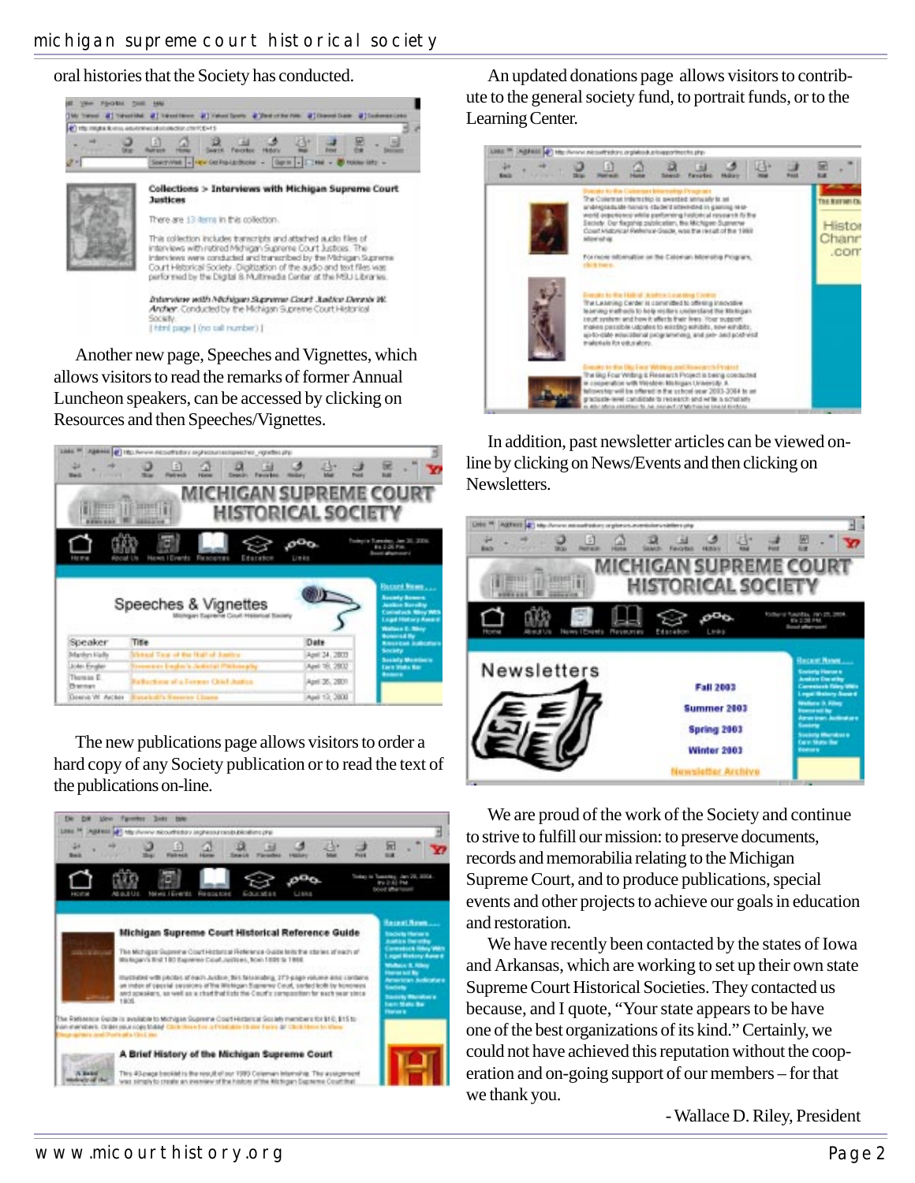oral histories that the Society has conducted.

Another new page, Speeches and Vignettes, which allows visitors to read the remarks of former Annual Luncheon speakers, can be accessed by clicking on Resources and then Speeches/Vignettes.

The new publications page allows visitors to order a hard copy of any Society publication or to read the text of the publications on-line.

An updated donations page allows visitors to contribute to the general society fund, to portrait funds, or to the Learning Center.

In addition, past newsletter articles can be viewed on-line by clicking on News/Events and then clicking on Newsletters.

We are proud of the work of the Society and continue to strive to fulfill our mission: to preserve documents, records and memorabilia relating to the Michigan Supreme Court, and to produce publications, special events and other projects to achieve our goals in education and restoration.

We have recently been contacted by the states of Iowa and Arkansas, which are working to set up their own state Supreme Court Historical Societies. They contacted us because, and I quote, "Your state appears to be have one of the best organizations of its kind." Certainly, we could not have achieved this reputation without the cooperation and on-going support of our members – for that we thank you.

- Wallace D. Riley, President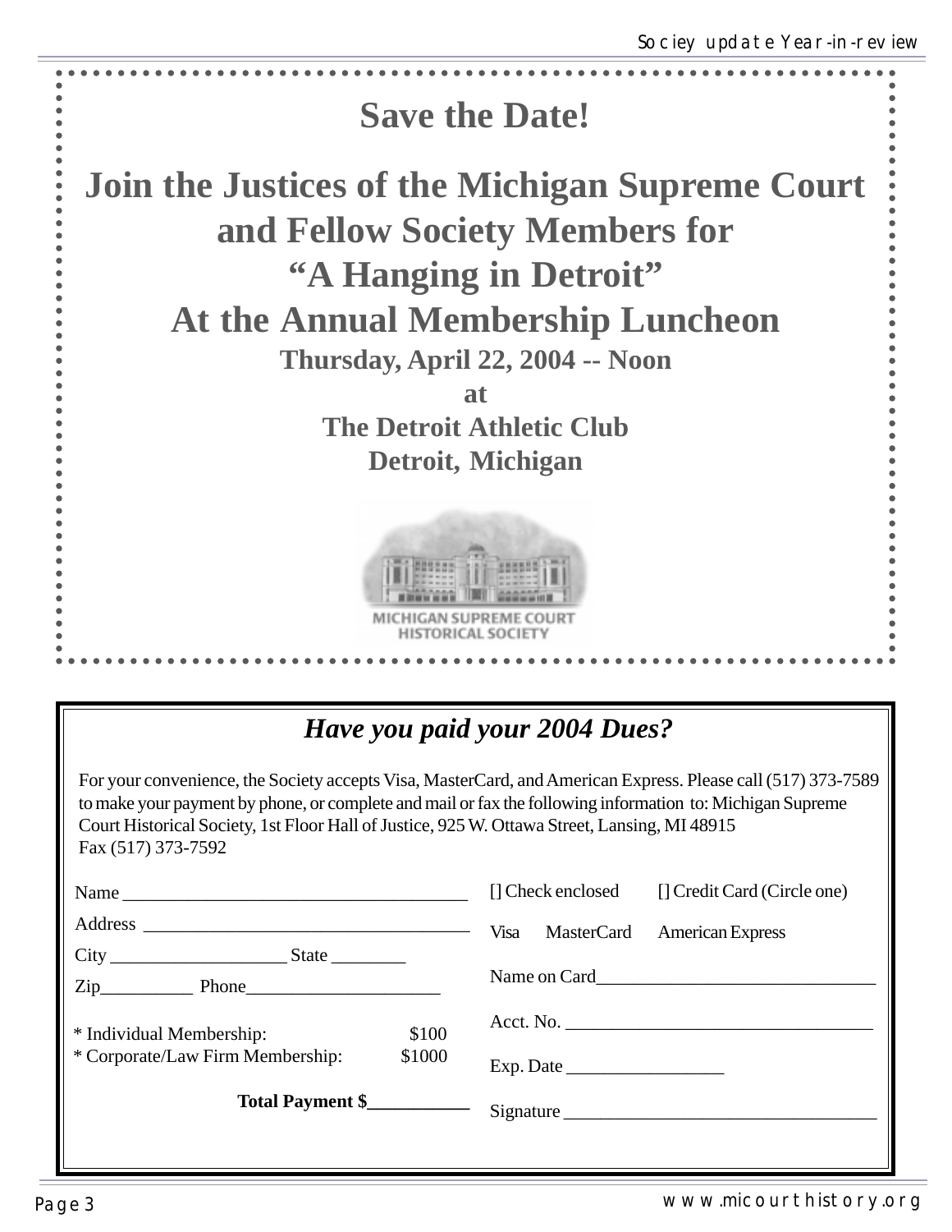# Save the Date!

## Join the Justices of the Michigan Supreme Court and Fellow Society Members for "A Hanging in Detroit" At the Annual Membership Luncheon

**Thursday, April 22, 2004 -- Noon**

**at**

**The Detroit Athletic Club**

**Detroit, Michigan**

MICHIGAN SUPREME COURT HISTORICAL SOCIETY

## *Have you paid your 2004 Dues?*

For your convenience, the Society accepts Visa, MasterCard, and American Express. Please call (517) 373-7589 to make your payment by phone, or complete and mail or fax the following information to: Michigan Supreme Court Historical Society, 1st Floor Hall of Justice, 925 W. Ottawa Street, Lansing, MI 48915
Fax (517) 373-7592

Name ____________________________________

Address __________________________________

City ___________________ State ________

Zip__________ Phone_____________________

* Individual Membership: $100
* Corporate/Law Firm Membership: $1000

**Total Payment $___________**

[] Check enclosed [] Credit Card (Circle one)

Visa MasterCard American Express

Name on Card______________________________

Acct. No. _________________________________

Exp. Date _________________

Signature _________________________________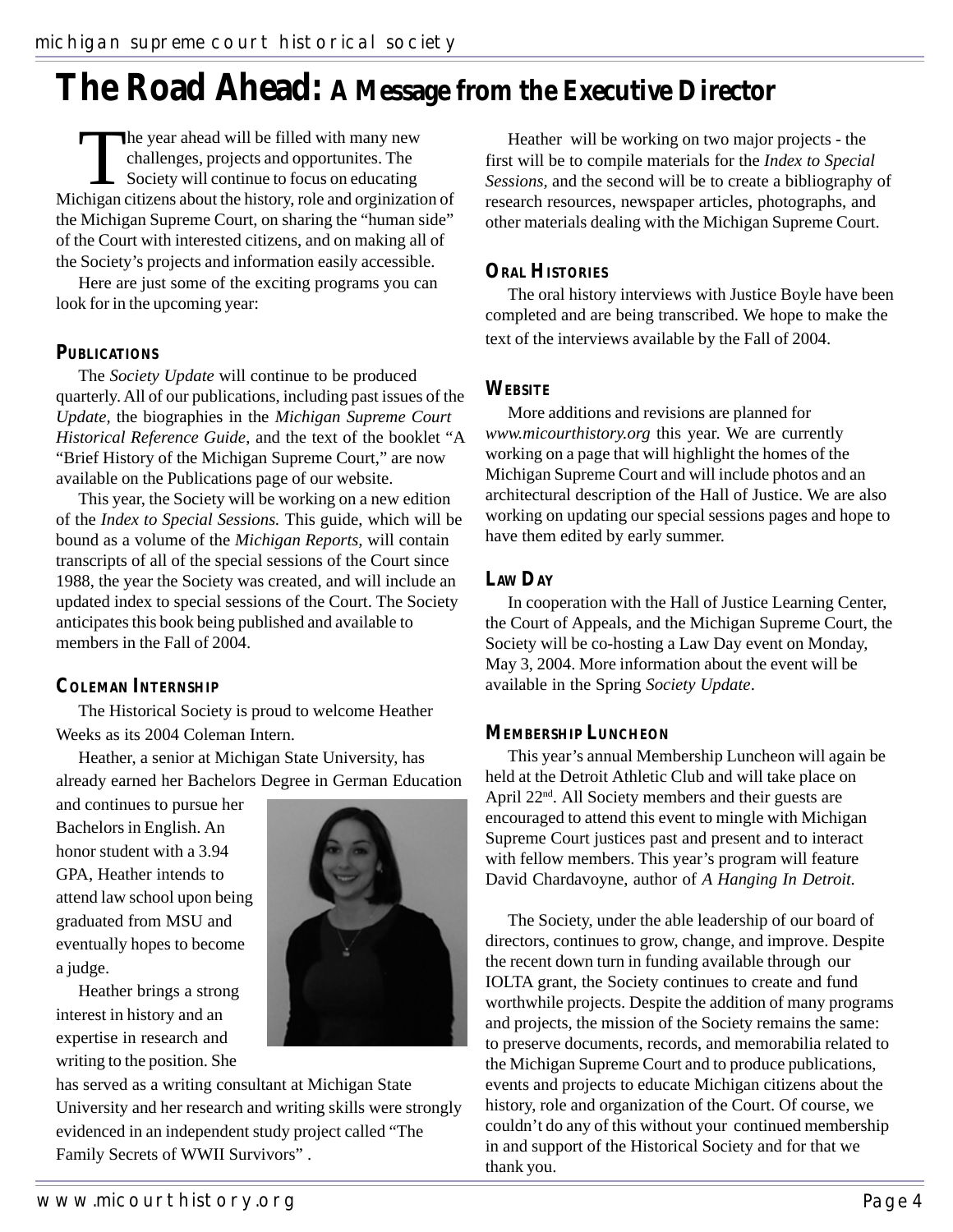# The Road Ahead: A Message from the Executive Director

The year ahead will be filled with many new challenges, projects and opportunites. The Society will continue to focus on educating Michigan citizens about the history, role and orginization of the Michigan Supreme Court, on sharing the "human side" of the Court with interested citizens, and on making all of the Society's projects and information easily accessible.

Here are just some of the exciting programs you can look for in the upcoming year:

### Publications

The *Society Update* will continue to be produced quarterly. All of our publications, including past issues of the *Update*, the biographies in the *Michigan Supreme Court Historical Reference Guide*, and the text of the booklet "A "Brief History of the Michigan Supreme Court," are now available on the Publications page of our website.

This year, the Society will be working on a new edition of the *Index to Special Sessions.* This guide, which will be bound as a volume of the *Michigan Reports,* will contain transcripts of all of the special sessions of the Court since 1988, the year the Society was created, and will include an updated index to special sessions of the Court. The Society anticipates this book being published and available to members in the Fall of 2004.

### Coleman Internship

The Historical Society is proud to welcome Heather Weeks as its 2004 Coleman Intern.

Heather, a senior at Michigan State University, has already earned her Bachelors Degree in German Education and continues to pursue her Bachelors in English. An honor student with a 3.94 GPA, Heather intends to attend law school upon being graduated from MSU and eventually hopes to become a judge.

Heather brings a strong interest in history and an expertise in research and writing to the position. She has served as a writing consultant at Michigan State University and her research and writing skills were strongly evidenced in an independent study project called "The Family Secrets of WWII Survivors" .

Heather will be working on two major projects - the first will be to compile materials for the *Index to Special Sessions,* and the second will be to create a bibliography of research resources, newspaper articles, photographs, and other materials dealing with the Michigan Supreme Court.

### Oral Histories

The oral history interviews with Justice Boyle have been completed and are being transcribed. We hope to make the text of the interviews available by the Fall of 2004.

### Website

More additions and revisions are planned for *www.micourthistory.org* this year. We are currently working on a page that will highlight the homes of the Michigan Supreme Court and will include photos and an architectural description of the Hall of Justice. We are also working on updating our special sessions pages and hope to have them edited by early summer.

### Law Day

In cooperation with the Hall of Justice Learning Center, the Court of Appeals, and the Michigan Supreme Court, the Society will be co-hosting a Law Day event on Monday, May 3, 2004. More information about the event will be available in the Spring *Society Update*.

### Membership Luncheon

This year's annual Membership Luncheon will again be held at the Detroit Athletic Club and will take place on April 22nd. All Society members and their guests are encouraged to attend this event to mingle with Michigan Supreme Court justices past and present and to interact with fellow members. This year's program will feature David Chardavoyne, author of *A Hanging In Detroit.*

The Society, under the able leadership of our board of directors, continues to grow, change, and improve. Despite the recent down turn in funding available through our IOLTA grant, the Society continues to create and fund worthwhile projects. Despite the addition of many programs and projects, the mission of the Society remains the same: to preserve documents, records, and memorabilia related to the Michigan Supreme Court and to produce publications, events and projects to educate Michigan citizens about the history, role and organization of the Court. Of course, we couldn't do any of this without your continued membership in and support of the Historical Society and for that we thank you.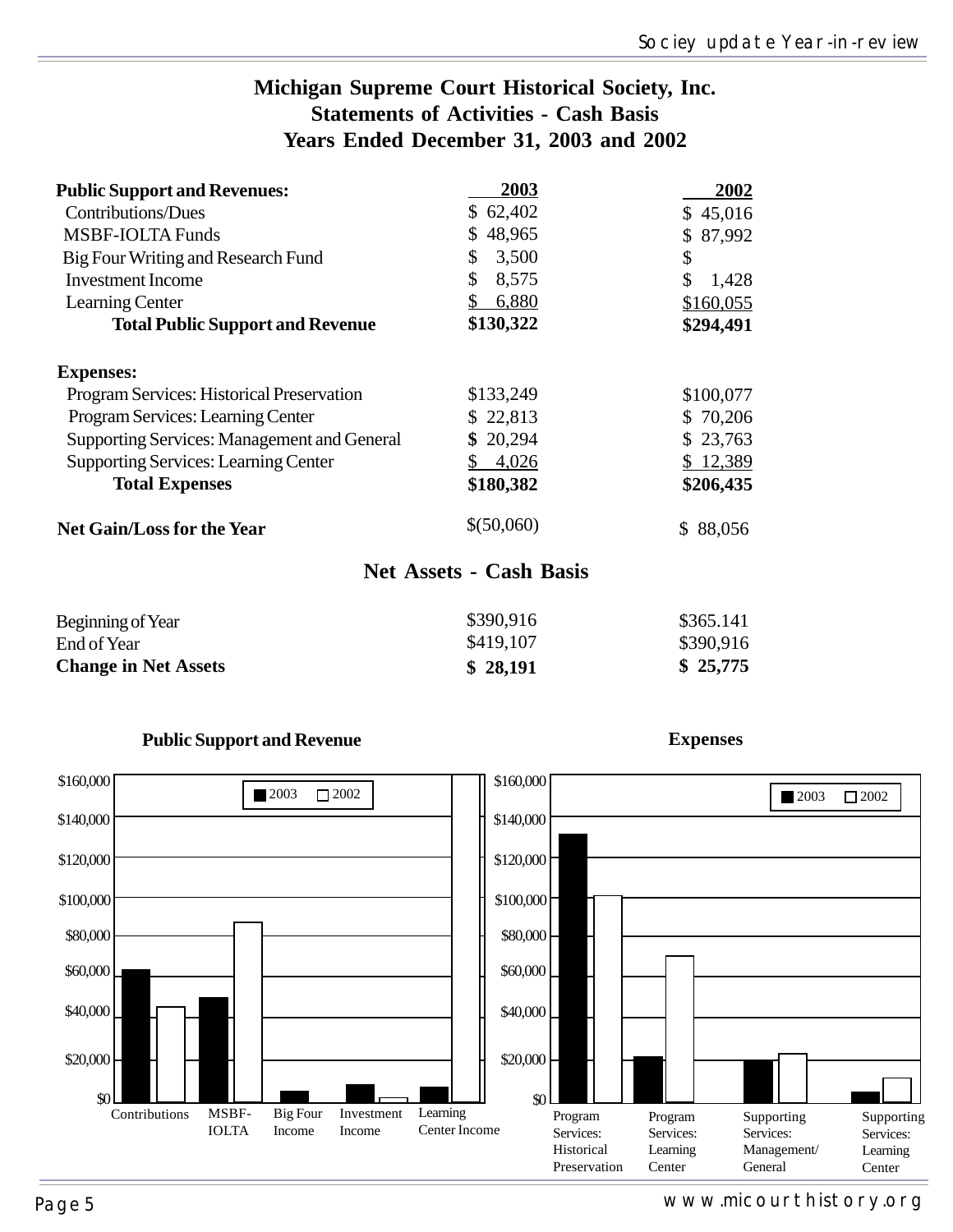# Michigan Supreme Court Historical Society, Inc.
## Statements of Activities - Cash Basis
## Years Ended December 31, 2003 and 2002

| **Public Support and Revenues:** | **2003** | **2002** |
|---|---|---|
| Contributions/Dues | $ 62,402 | $ 45,016 |
| MSBF-IOLTA Funds | $ 48,965 | $ 87,992 |
| Big Four Writing and Research Fund | $ 3,500 | $ |
| Investment Income | $ 8,575 | $ 1,428 |
| Learning Center | $ 6,880 | $160,055 |
| **Total Public Support and Revenue** | **$130,322** | **$294,491** |
| | | |
| **Expenses:** | | |
| Program Services: Historical Preservation | $133,249 | $100,077 |
| Program Services: Learning Center | $ 22,813 | $ 70,206 |
| Supporting Services: Management and General | $ 20,294 | $ 23,763 |
| Supporting Services: Learning Center | $ 4,026 | $ 12,389 |
| **Total Expenses** | **$180,382** | **$206,435** |
| | | |
| **Net Gain/Loss for the Year** | $(50,060) | $ 88,056 |

## Net Assets - Cash Basis

| | | |
|---|---|---|
| Beginning of Year | $390,916 | $365.141 |
| End of Year | $419,107 | $390,916 |
| **Change in Net Assets** | **$ 28,191** | **$ 25,775** |

**Public Support and Revenue**

| | 2003 | 2002 |
|---|---|---|
| Contributions | $62,402 | $45,016 |
| MSBF-IOLTA | $48,965 | $87,992 |
| Big Four Income | $3,500 | |
| Investment Income | $8,575 | $1,428 |
| Learning Center Income | $6,880 | $160,055 |

**Expenses**

| | 2003 | 2002 |
|---|---|---|
| Program Services: Historical Preservation | $133,249 | $100,077 |
| Program Services: Learning Center | $22,813 | $70,206 |
| Supporting Services: Management/ General | $20,294 | $23,763 |
| Supporting Services: Learning Center | $4,026 | $12,389 |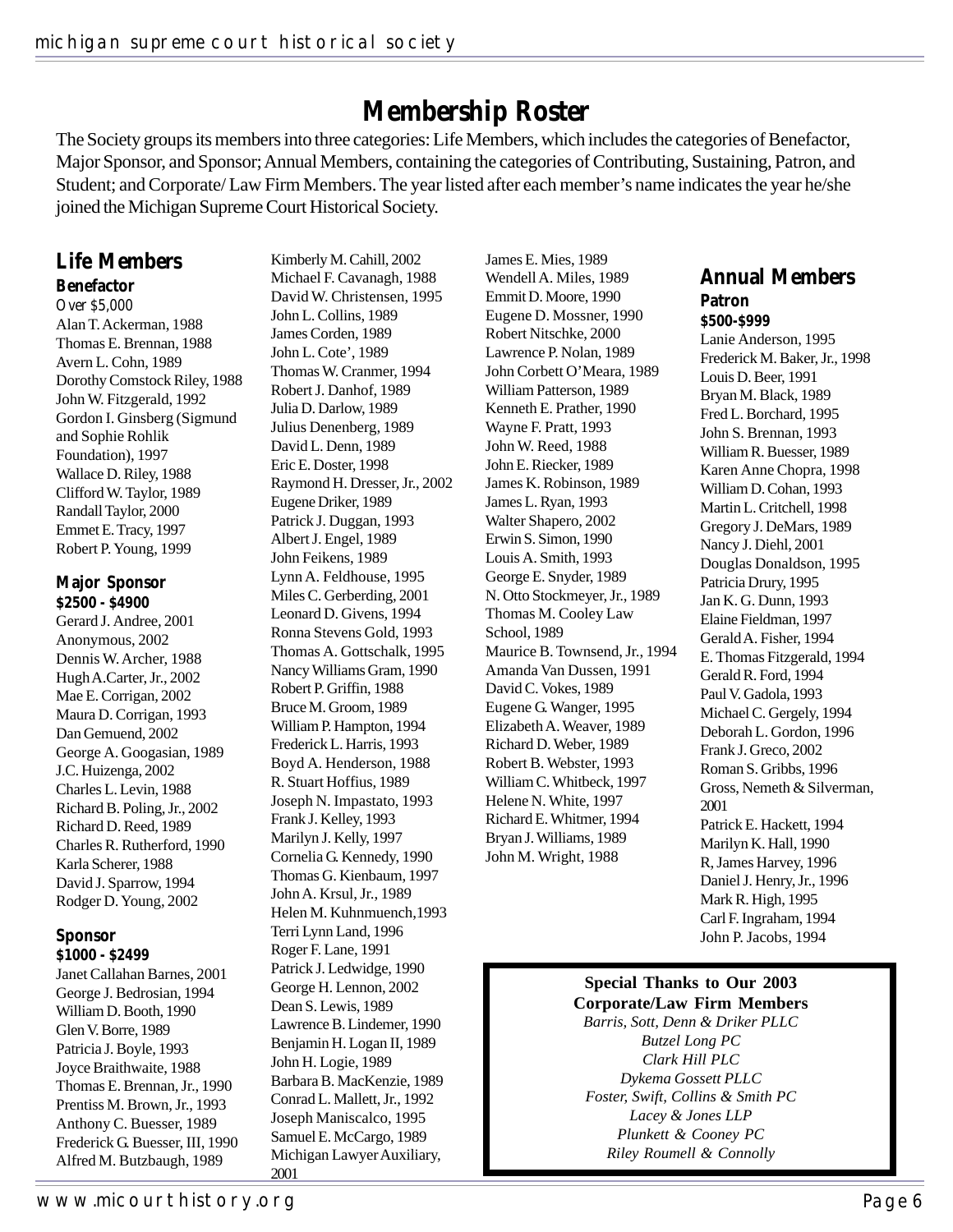## Membership Roster

The Society groups its members into three categories: Life Members, which includes the categories of Benefactor, Major Sponsor, and Sponsor; Annual Members, containing the categories of Contributing, Sustaining, Patron, and Student; and Corporate/ Law Firm Members. The year listed after each member's name indicates the year he/she joined the Michigan Supreme Court Historical Society.

### Life Members

#### Benefactor

*Over $5,000*

Alan T. Ackerman, 1988
Thomas E. Brennan, 1988
Avern L. Cohn, 1989
Dorothy Comstock Riley, 1988
John W. Fitzgerald, 1992
Gordon I. Ginsberg (Sigmund and Sophie Rohlik Foundation), 1997
Wallace D. Riley, 1988
Clifford W. Taylor, 1989
Randall Taylor, 2000
Emmet E. Tracy, 1997
Robert P. Young, 1999

#### Major Sponsor

**$2500 - $4900**

Gerard J. Andree, 2001
Anonymous, 2002
Dennis W. Archer, 1988
Hugh A.Carter, Jr., 2002
Mae E. Corrigan, 2002
Maura D. Corrigan, 1993
Dan Gemuend, 2002
George A. Googasian, 1989
J.C. Huizenga, 2002
Charles L. Levin, 1988
Richard B. Poling, Jr., 2002
Richard D. Reed, 1989
Charles R. Rutherford, 1990
Karla Scherer, 1988
David J. Sparrow, 1994
Rodger D. Young, 2002

#### Sponsor

**$1000 - $2499**

Janet Callahan Barnes, 2001
George J. Bedrosian, 1994
William D. Booth, 1990
Glen V. Borre, 1989
Patricia J. Boyle, 1993
Joyce Braithwaite, 1988
Thomas E. Brennan, Jr., 1990
Prentiss M. Brown, Jr., 1993
Anthony C. Buesser, 1989
Frederick G. Buesser, III, 1990
Alfred M. Butzbaugh, 1989
Kimberly M. Cahill, 2002
Michael F. Cavanagh, 1988
David W. Christensen, 1995
John L. Collins, 1989
James Corden, 1989
John L. Cote', 1989
Thomas W. Cranmer, 1994
Robert J. Danhof, 1989
Julia D. Darlow, 1989
Julius Denenberg, 1989
David L. Denn, 1989
Eric E. Doster, 1998
Raymond H. Dresser, Jr., 2002
Eugene Driker, 1989
Patrick J. Duggan, 1993
Albert J. Engel, 1989
John Feikens, 1989
Lynn A. Feldhouse, 1995
Miles C. Gerberding, 2001
Leonard D. Givens, 1994
Ronna Stevens Gold, 1993
Thomas A. Gottschalk, 1995
Nancy Williams Gram, 1990
Robert P. Griffin, 1988
Bruce M. Groom, 1989
William P. Hampton, 1994
Frederick L. Harris, 1993
Boyd A. Henderson, 1988
R. Stuart Hoffius, 1989
Joseph N. Impastato, 1993
Frank J. Kelley, 1993
Marilyn J. Kelly, 1997
Cornelia G. Kennedy, 1990
Thomas G. Kienbaum, 1997
John A. Krsul, Jr., 1989
Helen M. Kuhnmuench,1993
Terri Lynn Land, 1996
Roger F. Lane, 1991
Patrick J. Ledwidge, 1990
George H. Lennon, 2002
Dean S. Lewis, 1989
Lawrence B. Lindemer, 1990
Benjamin H. Logan II, 1989
John H. Logie, 1989
Barbara B. MacKenzie, 1989
Conrad L. Mallett, Jr., 1992
Joseph Maniscalco, 1995
Samuel E. McCargo, 1989
Michigan Lawyer Auxiliary, 2001
James E. Mies, 1989
Wendell A. Miles, 1989
Emmit D. Moore, 1990
Eugene D. Mossner, 1990
Robert Nitschke, 2000
Lawrence P. Nolan, 1989
John Corbett O'Meara, 1989
William Patterson, 1989
Kenneth E. Prather, 1990
Wayne F. Pratt, 1993
John W. Reed, 1988
John E. Riecker, 1989
James K. Robinson, 1989
James L. Ryan, 1993
Walter Shapero, 2002
Erwin S. Simon, 1990
Louis A. Smith, 1993
George E. Snyder, 1989
N. Otto Stockmeyer, Jr., 1989
Thomas M. Cooley Law School, 1989
Maurice B. Townsend, Jr., 1994
Amanda Van Dussen, 1991
David C. Vokes, 1989
Eugene G. Wanger, 1995
Elizabeth A. Weaver, 1989
Richard D. Weber, 1989
Robert B. Webster, 1993
William C. Whitbeck, 1997
Helene N. White, 1997
Richard E. Whitmer, 1994
Bryan J. Williams, 1989
John M. Wright, 1988

### Annual Members

#### Patron

**$500-$999**

Lanie Anderson, 1995
Frederick M. Baker, Jr., 1998
Louis D. Beer, 1991
Bryan M. Black, 1989
Fred L. Borchard, 1995
John S. Brennan, 1993
William R. Buesser, 1989
Karen Anne Chopra, 1998
William D. Cohan, 1993
Martin L. Critchell, 1998
Gregory J. DeMars, 1989
Nancy J. Diehl, 2001
Douglas Donaldson, 1995
Patricia Drury, 1995
Jan K. G. Dunn, 1993
Elaine Fieldman, 1997
Gerald A. Fisher, 1994
E. Thomas Fitzgerald, 1994
Gerald R. Ford, 1994
Paul V. Gadola, 1993
Michael C. Gergely, 1994
Deborah L. Gordon, 1996
Frank J. Greco, 2002
Roman S. Gribbs, 1996
Gross, Nemeth & Silverman, 2001
Patrick E. Hackett, 1994
Marilyn K. Hall, 1990
R, James Harvey, 1996
Daniel J. Henry, Jr., 1996
Mark R. High, 1995
Carl F. Ingraham, 1994
John P. Jacobs, 1994

**Special Thanks to Our 2003 Corporate/Law Firm Members**

*Barris, Sott, Denn & Driker PLLC*
*Butzel Long PC*
*Clark Hill PLC*
*Dykema Gossett PLLC*
*Foster, Swift, Collins & Smith PC*
*Lacey & Jones LLP*
*Plunkett & Cooney PC*
*Riley Roumell & Connolly*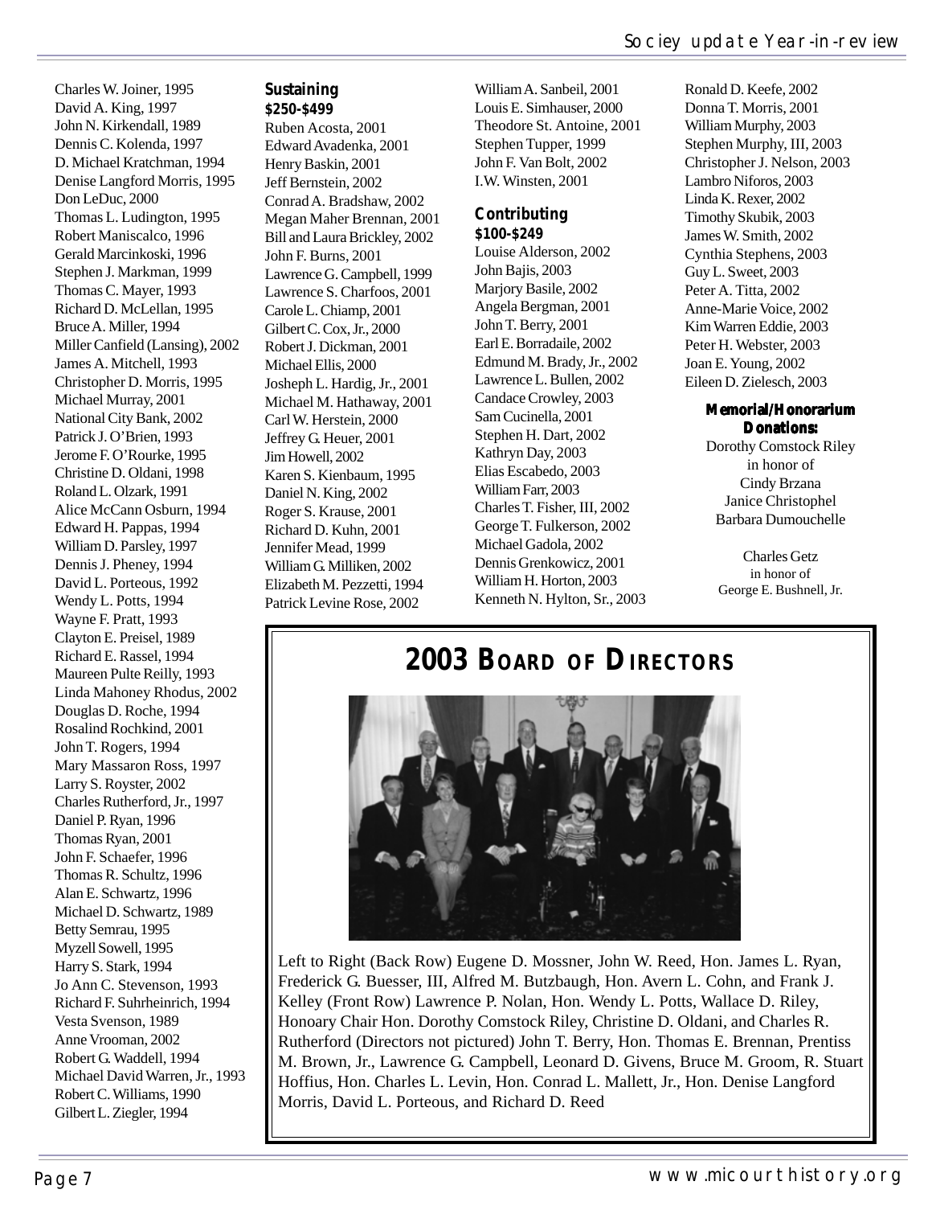Charles W. Joiner, 1995
David A. King, 1997
John N. Kirkendall, 1989
Dennis C. Kolenda, 1997
D. Michael Kratchman, 1994
Denise Langford Morris, 1995
Don LeDuc, 2000
Thomas L. Ludington, 1995
Robert Maniscalco, 1996
Gerald Marcinkoski, 1996
Stephen J. Markman, 1999
Thomas C. Mayer, 1993
Richard D. McLellan, 1995
Bruce A. Miller, 1994
Miller Canfield (Lansing), 2002
James A. Mitchell, 1993
Christopher D. Morris, 1995
Michael Murray, 2001
National City Bank, 2002
Patrick J. O'Brien, 1993
Jerome F. O'Rourke, 1995
Christine D. Oldani, 1998
Roland L. Olzark, 1991
Alice McCann Osburn, 1994
Edward H. Pappas, 1994
William D. Parsley, 1997
Dennis J. Pheney, 1994
David L. Porteous, 1992
Wendy L. Potts, 1994
Wayne F. Pratt, 1993
Clayton E. Preisel, 1989
Richard E. Rassel, 1994
Maureen Pulte Reilly, 1993
Linda Mahoney Rhodus, 2002
Douglas D. Roche, 1994
Rosalind Rochkind, 2001
John T. Rogers, 1994
Mary Massaron Ross, 1997
Larry S. Royster, 2002
Charles Rutherford, Jr., 1997
Daniel P. Ryan, 1996
Thomas Ryan, 2001
John F. Schaefer, 1996
Thomas R. Schultz, 1996
Alan E. Schwartz, 1996
Michael D. Schwartz, 1989
Betty Semrau, 1995
Myzell Sowell, 1995
Harry S. Stark, 1994
Jo Ann C. Stevenson, 1993
Richard F. Suhrheinrich, 1994
Vesta Svenson, 1989
Anne Vrooman, 2002
Robert G. Waddell, 1994
Michael David Warren, Jr., 1993
Robert C. Williams, 1990
Gilbert L. Ziegler, 1994

**Sustaining**
**$250-$499**

Ruben Acosta, 2001
Edward Avadenka, 2001
Henry Baskin, 2001
Jeff Bernstein, 2002
Conrad A. Bradshaw, 2002
Megan Maher Brennan, 2001
Bill and Laura Brickley, 2002
John F. Burns, 2001
Lawrence G. Campbell, 1999
Lawrence S. Charfoos, 2001
Carole L. Chiamp, 2001
Gilbert C. Cox, Jr., 2000
Robert J. Dickman, 2001
Michael Ellis, 2000
Josheph L. Hardig, Jr., 2001
Michael M. Hathaway, 2001
Carl W. Herstein, 2000
Jeffrey G. Heuer, 2001
Jim Howell, 2002
Karen S. Kienbaum, 1995
Daniel N. King, 2002
Roger S. Krause, 2001
Richard D. Kuhn, 2001
Jennifer Mead, 1999
William G. Milliken, 2002
Elizabeth M. Pezzetti, 1994
Patrick Levine Rose, 2002
William A. Sanbeil, 2001
Louis E. Simhauser, 2000
Theodore St. Antoine, 2001
Stephen Tupper, 1999
John F. Van Bolt, 2002
I.W. Winsten, 2001

**Contributing**
**$100-$249**

Louise Alderson, 2002
John Bajis, 2003
Marjory Basile, 2002
Angela Bergman, 2001
John T. Berry, 2001
Earl E. Borradaile, 2002
Edmund M. Brady, Jr., 2002
Lawrence L. Bullen, 2002
Candace Crowley, 2003
Sam Cucinella, 2001
Stephen H. Dart, 2002
Kathryn Day, 2003
Elias Escabedo, 2003
William Farr, 2003
Charles T. Fisher, III, 2002
George T. Fulkerson, 2002
Michael Gadola, 2002
Dennis Grenkowicz, 2001
William H. Horton, 2003
Kenneth N. Hylton, Sr., 2003
Ronald D. Keefe, 2002
Donna T. Morris, 2001
William Murphy, 2003
Stephen Murphy, III, 2003
Christopher J. Nelson, 2003
Lambro Niforos, 2003
Linda K. Rexer, 2002
Timothy Skubik, 2003
James W. Smith, 2002
Cynthia Stephens, 2003
Guy L. Sweet, 2003
Peter A. Titta, 2002
Anne-Marie Voice, 2002
Kim Warren Eddie, 2003
Peter H. Webster, 2003
Joan E. Young, 2002
Eileen D. Zielesch, 2003

**Memorial/Honorarium Donations:**

Dorothy Comstock Riley
in honor of
Cindy Brzana
Janice Christophel
Barbara Dumouchelle

Charles Getz
in honor of
George E. Bushnell, Jr.

## 2003 Board of Directors

Left to Right (Back Row) Eugene D. Mossner, John W. Reed, Hon. James L. Ryan, Frederick G. Buesser, III, Alfred M. Butzbaugh, Hon. Avern L. Cohn, and Frank J. Kelley (Front Row) Lawrence P. Nolan, Hon. Wendy L. Potts, Wallace D. Riley, Honoary Chair Hon. Dorothy Comstock Riley, Christine D. Oldani, and Charles R. Rutherford (Directors not pictured) John T. Berry, Hon. Thomas E. Brennan, Prentiss M. Brown, Jr., Lawrence G. Campbell, Leonard D. Givens, Bruce M. Groom, R. Stuart Hoffius, Hon. Charles L. Levin, Hon. Conrad L. Mallett, Jr., Hon. Denise Langford Morris, David L. Porteous, and Richard D. Reed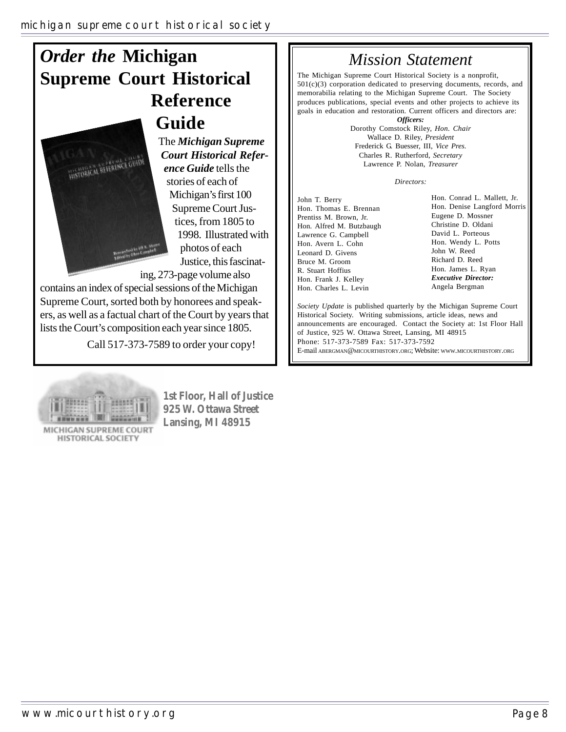# *Order the* Michigan Supreme Court Historical Reference Guide

The ***Michigan Supreme Court Historical Reference Guide*** tells the stories of each of Michigan's first 100 Supreme Court Justices, from 1805 to 1998. Illustrated with photos of each Justice, this fascinating, 273-page volume also contains an index of special sessions of the Michigan Supreme Court, sorted both by honorees and speakers, as well as a factual chart of the Court by years that lists the Court's composition each year since 1805.

Call 517-373-7589 to order your copy!

## *Mission Statement*

The Michigan Supreme Court Historical Society is a nonprofit, 501(c)(3) corporation dedicated to preserving documents, records, and memorabilia relating to the Michigan Supreme Court. The Society produces publications, special events and other projects to achieve its goals in education and restoration. Current officers and directors are:

***Officers:***

Dorothy Comstock Riley, *Hon. Chair*
Wallace D. Riley, *President*
Frederick G. Buesser, III, *Vice Pres.*
Charles R. Rutherford, *Secretary*
Lawrence P. Nolan, *Treasurer*

*Directors:*

John T. Berry
Hon. Thomas E. Brennan
Prentiss M. Brown, Jr.
Hon. Alfred M. Butzbaugh
Lawrence G. Campbell
Hon. Avern L. Cohn
Leonard D. Givens
Bruce M. Groom
R. Stuart Hoffius
Hon. Frank J. Kelley
Hon. Charles L. Levin
Hon. Conrad L. Mallett, Jr.
Hon. Denise Langford Morris
Eugene D. Mossner
Christine D. Oldani
David L. Porteous
Hon. Wendy L. Potts
John W. Reed
Richard D. Reed
Hon. James L. Ryan

***Executive Director:***
Angela Bergman

*Society Update* is published quarterly by the Michigan Supreme Court Historical Society. Writing submissions, article ideas, news and announcements are encouraged. Contact the Society at: 1st Floor Hall of Justice, 925 W. Ottawa Street, Lansing, MI 48915
Phone: 517-373-7589 Fax: 517-373-7592
E-mail abergman@micourthistory.org; Website: www.micourthistory.org

MICHIGAN SUPREME COURT HISTORICAL SOCIETY

**1st Floor, Hall of Justice**
**925 W. Ottawa Street**
**Lansing, MI 48915**